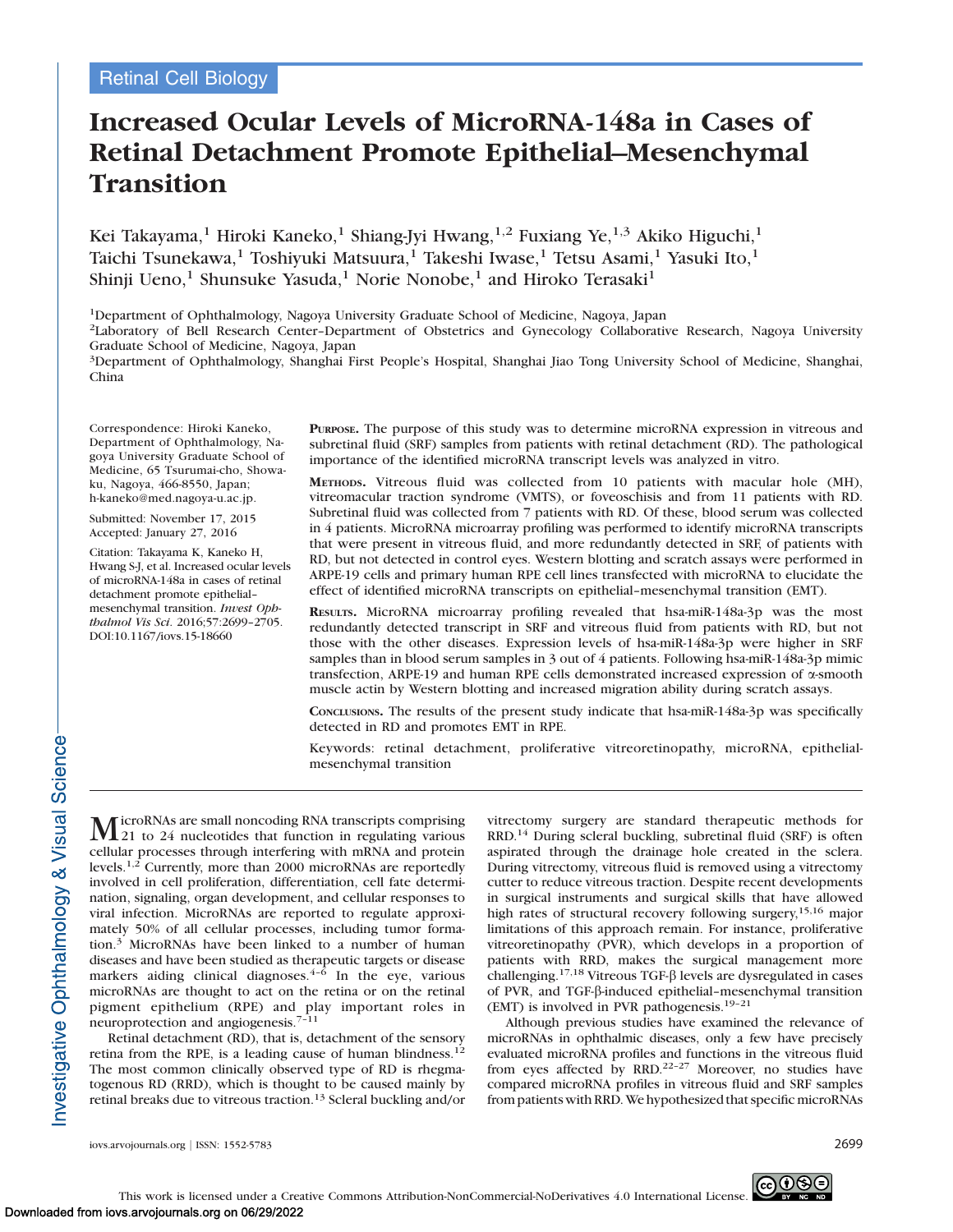Retinal Cell Biology

# Increased Ocular Levels of MicroRNA-148a in Cases of Retinal Detachment Promote Epithelial–Mesenchymal Transition

Kei Takayama,[1] Hiroki Kaneko,[1] Shiang-Jyi Hwang,[1,2] Fuxiang Ye,[1,3] Akiko Higuchi,[1] Taichi Tsunekawa,[1] Toshiyuki Matsuura,[1] Takeshi Iwase,[1] Tetsu Asami,[1] Yasuki Ito,[1] Shinji Ueno,[1] Shunsuke Yasuda,[1] Norie Nonobe,[1] and Hiroko Terasaki[1]

[1]Department of Ophthalmology, Nagoya University Graduate School of Medicine, Nagoya, Japan
[2]Laboratory of Bell Research Center–Department of Obstetrics and Gynecology Collaborative Research, Nagoya University Graduate School of Medicine, Nagoya, Japan
[3]Department of Ophthalmology, Shanghai First People's Hospital, Shanghai Jiao Tong University School of Medicine, Shanghai, China

Correspondence: Hiroki Kaneko, Department of Ophthalmology, Nagoya University Graduate School of Medicine, 65 Tsurumai-cho, Showa-ku, Nagoya, 466-8550, Japan; h-kaneko@med.nagoya-u.ac.jp.

Submitted: November 17, 2015
Accepted: January 27, 2016

Citation: Takayama K, Kaneko H, Hwang S-J, et al. Increased ocular levels of microRNA-148a in cases of retinal detachment promote epithelial–mesenchymal transition. *Invest Ophthalmol Vis Sci*. 2016;57:2699–2705. DOI:10.1167/iovs.15-18660

**PURPOSE.** The purpose of this study was to determine microRNA expression in vitreous and subretinal fluid (SRF) samples from patients with retinal detachment (RD). The pathological importance of the identified microRNA transcript levels was analyzed in vitro.

**METHODS.** Vitreous fluid was collected from 10 patients with macular hole (MH), vitreomacular traction syndrome (VMTS), or foveoschisis and from 11 patients with RD. Subretinal fluid was collected from 7 patients with RD. Of these, blood serum was collected in 4 patients. MicroRNA microarray profiling was performed to identify microRNA transcripts that were present in vitreous fluid, and more redundantly detected in SRF, of patients with RD, but not detected in control eyes. Western blotting and scratch assays were performed in ARPE-19 cells and primary human RPE cell lines transfected with microRNA to elucidate the effect of identified microRNA transcripts on epithelial–mesenchymal transition (EMT).

**RESULTS.** MicroRNA microarray profiling revealed that hsa-miR-148a-3p was the most redundantly detected transcript in SRF and vitreous fluid from patients with RD, but not those with the other diseases. Expression levels of hsa-miR-148a-3p were higher in SRF samples than in blood serum samples in 3 out of 4 patients. Following hsa-miR-148a-3p mimic transfection, ARPE-19 and human RPE cells demonstrated increased expression of α-smooth muscle actin by Western blotting and increased migration ability during scratch assays.

**CONCLUSIONS.** The results of the present study indicate that hsa-miR-148a-3p was specifically detected in RD and promotes EMT in RPE.

Keywords: retinal detachment, proliferative vitreoretinopathy, microRNA, epithelial-mesenchymal transition

MicroRNAs are small noncoding RNA transcripts comprising 21 to 24 nucleotides that function in regulating various cellular processes through interfering with mRNA and protein levels.[1,2] Currently, more than 2000 microRNAs are reportedly involved in cell proliferation, differentiation, cell fate determination, signaling, organ development, and cellular responses to viral infection. MicroRNAs are reported to regulate approximately 50% of all cellular processes, including tumor formation.[3] MicroRNAs have been linked to a number of human diseases and have been studied as therapeutic targets or disease markers aiding clinical diagnoses.[4–6] In the eye, various microRNAs are thought to act on the retina or on the retinal pigment epithelium (RPE) and play important roles in neuroprotection and angiogenesis.[7–11]

Retinal detachment (RD), that is, detachment of the sensory retina from the RPE, is a leading cause of human blindness.[12] The most common clinically observed type of RD is rhegmatogenous RD (RRD), which is thought to be caused mainly by retinal breaks due to vitreous traction.[13] Scleral buckling and/or vitrectomy surgery are standard therapeutic methods for RRD.[14] During scleral buckling, subretinal fluid (SRF) is often aspirated through the drainage hole created in the sclera. During vitrectomy, vitreous fluid is removed using a vitrectomy cutter to reduce vitreous traction. Despite recent developments in surgical instruments and surgical skills that have allowed high rates of structural recovery following surgery,[15,16] major limitations of this approach remain. For instance, proliferative vitreoretinopathy (PVR), which develops in a proportion of patients with RRD, makes the surgical management more challenging.[17,18] Vitreous TGF-β levels are dysregulated in cases of PVR, and TGF-β-induced epithelial–mesenchymal transition (EMT) is involved in PVR pathogenesis.[19–21]

Although previous studies have examined the relevance of microRNAs in ophthalmic diseases, only a few have precisely evaluated microRNA profiles and functions in the vitreous fluid from eyes affected by RRD.[22–27] Moreover, no studies have compared microRNA profiles in vitreous fluid and SRF samples from patients with RRD. We hypothesized that specific microRNAs

This work is licensed under a Creative Commons Attribution-NonCommercial-NoDerivatives 4.0 International License.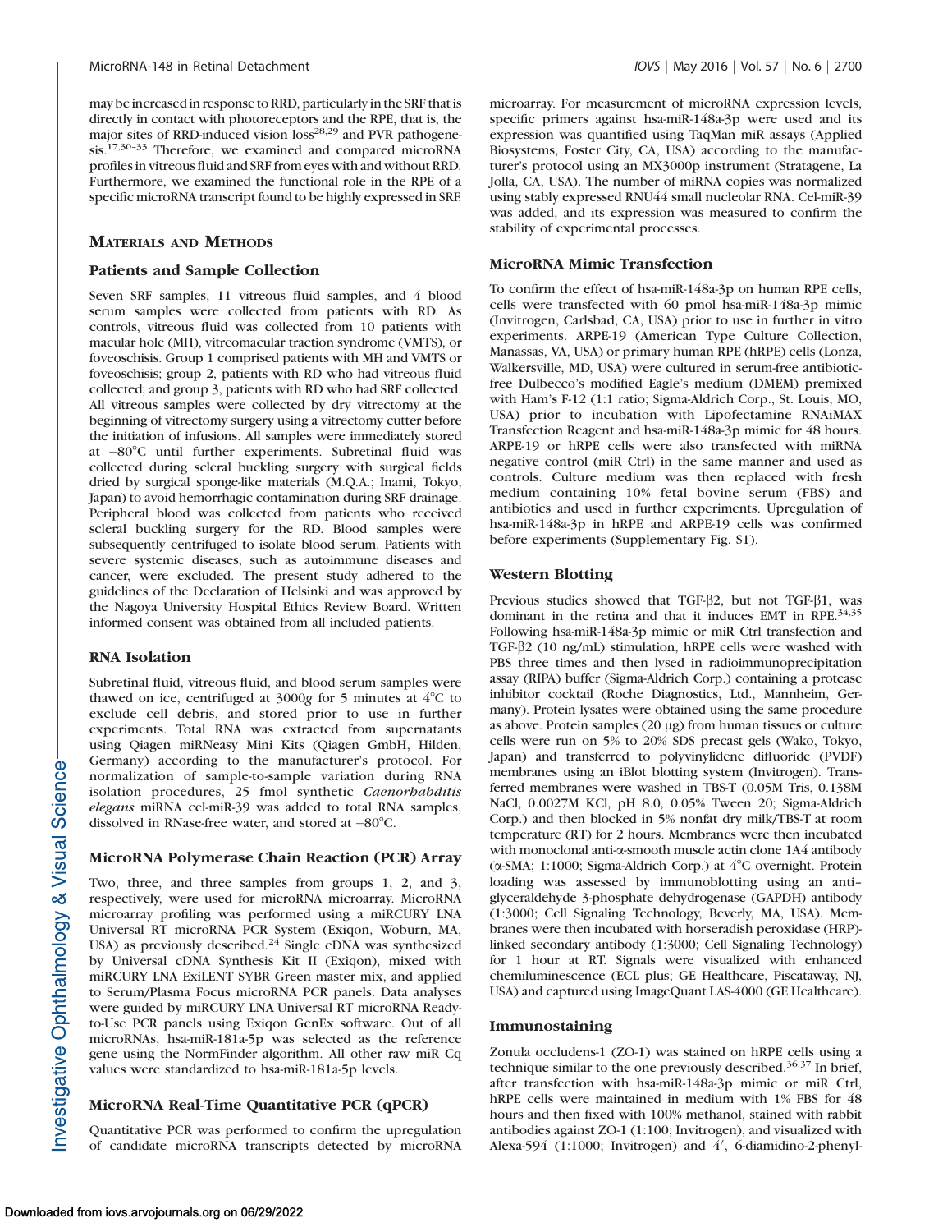may be increased in response to RRD, particularly in the SRF that is directly in contact with photoreceptors and the RPE, that is, the major sites of RRD-induced vision loss[28,29] and PVR pathogenesis.[17,30–33] Therefore, we examined and compared microRNA profiles in vitreous fluid and SRF from eyes with and without RRD. Furthermore, we examined the functional role in the RPE of a specific microRNA transcript found to be highly expressed in SRF.

## Materials and Methods

### Patients and Sample Collection

Seven SRF samples, 11 vitreous fluid samples, and 4 blood serum samples were collected from patients with RD. As controls, vitreous fluid was collected from 10 patients with macular hole (MH), vitreomacular traction syndrome (VMTS), or foveoschisis. Group 1 comprised patients with MH and VMTS or foveoschisis; group 2, patients with RD who had vitreous fluid collected; and group 3, patients with RD who had SRF collected. All vitreous samples were collected by dry vitrectomy at the beginning of vitrectomy surgery using a vitrectomy cutter before the initiation of infusions. All samples were immediately stored at −80°C until further experiments. Subretinal fluid was collected during scleral buckling surgery with surgical fields dried by surgical sponge-like materials (M.Q.A.; Inami, Tokyo, Japan) to avoid hemorrhagic contamination during SRF drainage. Peripheral blood was collected from patients who received scleral buckling surgery for the RD. Blood samples were subsequently centrifuged to isolate blood serum. Patients with severe systemic diseases, such as autoimmune diseases and cancer, were excluded. The present study adhered to the guidelines of the Declaration of Helsinki and was approved by the Nagoya University Hospital Ethics Review Board. Written informed consent was obtained from all included patients.

### RNA Isolation

Subretinal fluid, vitreous fluid, and blood serum samples were thawed on ice, centrifuged at 3000*g* for 5 minutes at 4°C to exclude cell debris, and stored prior to use in further experiments. Total RNA was extracted from supernatants using Qiagen miRNeasy Mini Kits (Qiagen GmbH, Hilden, Germany) according to the manufacturer's protocol. For normalization of sample-to-sample variation during RNA isolation procedures, 25 fmol synthetic *Caenorhabditis elegans* miRNA cel-miR-39 was added to total RNA samples, dissolved in RNase-free water, and stored at −80°C.

### MicroRNA Polymerase Chain Reaction (PCR) Array

Two, three, and three samples from groups 1, 2, and 3, respectively, were used for microRNA microarray. MicroRNA microarray profiling was performed using a miRCURY LNA Universal RT microRNA PCR System (Exiqon, Woburn, MA, USA) as previously described.[24] Single cDNA was synthesized by Universal cDNA Synthesis Kit II (Exiqon), mixed with miRCURY LNA ExiLENT SYBR Green master mix, and applied to Serum/Plasma Focus microRNA PCR panels. Data analyses were guided by miRCURY LNA Universal RT microRNA Ready-to-Use PCR panels using Exiqon GenEx software. Out of all microRNAs, hsa-miR-181a-5p was selected as the reference gene using the NormFinder algorithm. All other raw miR Cq values were standardized to hsa-miR-181a-5p levels.

### MicroRNA Real-Time Quantitative PCR (qPCR)

Quantitative PCR was performed to confirm the upregulation of candidate microRNA transcripts detected by microRNA microarray. For measurement of microRNA expression levels, specific primers against hsa-miR-148a-3p were used and its expression was quantified using TaqMan miR assays (Applied Biosystems, Foster City, CA, USA) according to the manufacturer's protocol using an MX3000p instrument (Stratagene, La Jolla, CA, USA). The number of miRNA copies was normalized using stably expressed RNU44 small nucleolar RNA. Cel-miR-39 was added, and its expression was measured to confirm the stability of experimental processes.

### MicroRNA Mimic Transfection

To confirm the effect of hsa-miR-148a-3p on human RPE cells, cells were transfected with 60 pmol hsa-miR-148a-3p mimic (Invitrogen, Carlsbad, CA, USA) prior to use in further in vitro experiments. ARPE-19 (American Type Culture Collection, Manassas, VA, USA) or primary human RPE (hRPE) cells (Lonza, Walkersville, MD, USA) were cultured in serum-free antibiotic-free Dulbecco's modified Eagle's medium (DMEM) premixed with Ham's F-12 (1:1 ratio; Sigma-Aldrich Corp., St. Louis, MO, USA) prior to incubation with Lipofectamine RNAiMAX Transfection Reagent and hsa-miR-148a-3p mimic for 48 hours. ARPE-19 or hRPE cells were also transfected with miRNA negative control (miR Ctrl) in the same manner and used as controls. Culture medium was then replaced with fresh medium containing 10% fetal bovine serum (FBS) and antibiotics and used in further experiments. Upregulation of hsa-miR-148a-3p in hRPE and ARPE-19 cells was confirmed before experiments (Supplementary Fig. S1).

### Western Blotting

Previous studies showed that TGF-β2, but not TGF-β1, was dominant in the retina and that it induces EMT in RPE.[34,35] Following hsa-miR-148a-3p mimic or miR Ctrl transfection and TGF-β2 (10 ng/mL) stimulation, hRPE cells were washed with PBS three times and then lysed in radioimmunoprecipitation assay (RIPA) buffer (Sigma-Aldrich Corp.) containing a protease inhibitor cocktail (Roche Diagnostics, Ltd., Mannheim, Germany). Protein lysates were obtained using the same procedure as above. Protein samples (20 µg) from human tissues or culture cells were run on 5% to 20% SDS precast gels (Wako, Tokyo, Japan) and transferred to polyvinylidene difluoride (PVDF) membranes using an iBlot blotting system (Invitrogen). Transferred membranes were washed in TBS-T (0.05M Tris, 0.138M NaCl, 0.0027M KCl, pH 8.0, 0.05% Tween 20; Sigma-Aldrich Corp.) and then blocked in 5% nonfat dry milk/TBS-T at room temperature (RT) for 2 hours. Membranes were then incubated with monoclonal anti-α-smooth muscle actin clone 1A4 antibody (α-SMA; 1:1000; Sigma-Aldrich Corp.) at 4°C overnight. Protein loading was assessed by immunoblotting using an anti–glyceraldehyde 3-phosphate dehydrogenase (GAPDH) antibody (1:3000; Cell Signaling Technology, Beverly, MA, USA). Membranes were then incubated with horseradish peroxidase (HRP)-linked secondary antibody (1:3000; Cell Signaling Technology) for 1 hour at RT. Signals were visualized with enhanced chemiluminescence (ECL plus; GE Healthcare, Piscataway, NJ, USA) and captured using ImageQuant LAS-4000 (GE Healthcare).

### Immunostaining

Zonula occludens-1 (ZO-1) was stained on hRPE cells using a technique similar to the one previously described.[36,37] In brief, after transfection with hsa-miR-148a-3p mimic or miR Ctrl, hRPE cells were maintained in medium with 1% FBS for 48 hours and then fixed with 100% methanol, stained with rabbit antibodies against ZO-1 (1:100; Invitrogen), and visualized with Alexa-594 (1:1000; Invitrogen) and 4′, 6-diamidino-2-phenyl-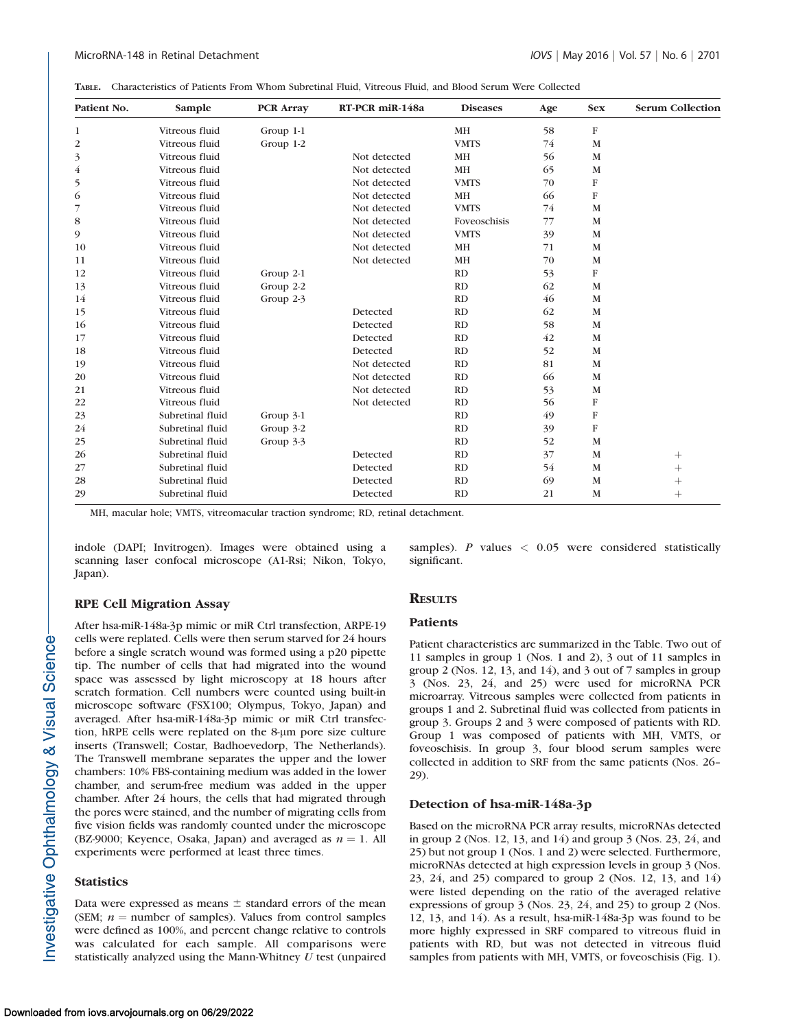**Table.** Characteristics of Patients From Whom Subretinal Fluid, Vitreous Fluid, and Blood Serum Were Collected

| Patient No. | Sample | PCR Array | RT-PCR miR-148a | Diseases | Age | Sex | Serum Collection |
|---|---|---|---|---|---|---|---|
| 1 | Vitreous fluid | Group 1-1 | | MH | 58 | F | |
| 2 | Vitreous fluid | Group 1-2 | | VMTS | 74 | M | |
| 3 | Vitreous fluid | | Not detected | MH | 56 | M | |
| 4 | Vitreous fluid | | Not detected | MH | 65 | M | |
| 5 | Vitreous fluid | | Not detected | VMTS | 70 | F | |
| 6 | Vitreous fluid | | Not detected | MH | 66 | F | |
| 7 | Vitreous fluid | | Not detected | VMTS | 74 | M | |
| 8 | Vitreous fluid | | Not detected | Foveoschisis | 77 | M | |
| 9 | Vitreous fluid | | Not detected | VMTS | 39 | M | |
| 10 | Vitreous fluid | | Not detected | MH | 71 | M | |
| 11 | Vitreous fluid | | Not detected | MH | 70 | M | |
| 12 | Vitreous fluid | Group 2-1 | | RD | 53 | F | |
| 13 | Vitreous fluid | Group 2-2 | | RD | 62 | M | |
| 14 | Vitreous fluid | Group 2-3 | | RD | 46 | M | |
| 15 | Vitreous fluid | | Detected | RD | 62 | M | |
| 16 | Vitreous fluid | | Detected | RD | 58 | M | |
| 17 | Vitreous fluid | | Detected | RD | 42 | M | |
| 18 | Vitreous fluid | | Detected | RD | 52 | M | |
| 19 | Vitreous fluid | | Not detected | RD | 81 | M | |
| 20 | Vitreous fluid | | Not detected | RD | 66 | M | |
| 21 | Vitreous fluid | | Not detected | RD | 53 | M | |
| 22 | Vitreous fluid | | Not detected | RD | 56 | F | |
| 23 | Subretinal fluid | Group 3-1 | | RD | 49 | F | |
| 24 | Subretinal fluid | Group 3-2 | | RD | 39 | F | |
| 25 | Subretinal fluid | Group 3-3 | | RD | 52 | M | |
| 26 | Subretinal fluid | | Detected | RD | 37 | M | + |
| 27 | Subretinal fluid | | Detected | RD | 54 | M | + |
| 28 | Subretinal fluid | | Detected | RD | 69 | M | + |
| 29 | Subretinal fluid | | Detected | RD | 21 | M | + |

MH, macular hole; VMTS, vitreomacular traction syndrome; RD, retinal detachment.

indole (DAPI; Invitrogen). Images were obtained using a scanning laser confocal microscope (A1-Rsi; Nikon, Tokyo, Japan).

### RPE Cell Migration Assay

After hsa-miR-148a-3p mimic or miR Ctrl transfection, ARPE-19 cells were replated. Cells were then serum starved for 24 hours before a single scratch wound was formed using a p20 pipette tip. The number of cells that had migrated into the wound space was assessed by light microscopy at 18 hours after scratch formation. Cell numbers were counted using built-in microscope software (FSX100; Olympus, Tokyo, Japan) and averaged. After hsa-miR-148a-3p mimic or miR Ctrl transfection, hRPE cells were replated on the 8-μm pore size culture inserts (Transwell; Costar, Badhoevedorp, The Netherlands). The Transwell membrane separates the upper and the lower chambers: 10% FBS-containing medium was added in the lower chamber, and serum-free medium was added in the upper chamber. After 24 hours, the cells that had migrated through the pores were stained, and the number of migrating cells from five vision fields was randomly counted under the microscope (BZ-9000; Keyence, Osaka, Japan) and averaged as $n = 1$. All experiments were performed at least three times.

### Statistics

Data were expressed as means ± standard errors of the mean (SEM; $n$ = number of samples). Values from control samples were defined as 100%, and percent change relative to controls was calculated for each sample. All comparisons were statistically analyzed using the Mann-Whitney $U$ test (unpaired samples). $P$ values $< 0.05$ were considered statistically significant.

## Results

### Patients

Patient characteristics are summarized in the Table. Two out of 11 samples in group 1 (Nos. 1 and 2), 3 out of 11 samples in group 2 (Nos. 12, 13, and 14), and 3 out of 7 samples in group 3 (Nos. 23, 24, and 25) were used for microRNA PCR microarray. Vitreous samples were collected from patients in groups 1 and 2. Subretinal fluid was collected from patients in group 3. Groups 2 and 3 were composed of patients with RD. Group 1 was composed of patients with MH, VMTS, or foveoschisis. In group 3, four blood serum samples were collected in addition to SRF from the same patients (Nos. 26–29).

### Detection of hsa-miR-148a-3p

Based on the microRNA PCR array results, microRNAs detected in group 2 (Nos. 12, 13, and 14) and group 3 (Nos. 23, 24, and 25) but not group 1 (Nos. 1 and 2) were selected. Furthermore, microRNAs detected at high expression levels in group 3 (Nos. 23, 24, and 25) compared to group 2 (Nos. 12, 13, and 14) were listed depending on the ratio of the averaged relative expressions of group 3 (Nos. 23, 24, and 25) to group 2 (Nos. 12, 13, and 14). As a result, hsa-miR-148a-3p was found to be more highly expressed in SRF compared to vitreous fluid in patients with RD, but was not detected in vitreous fluid samples from patients with MH, VMTS, or foveoschisis (Fig. 1).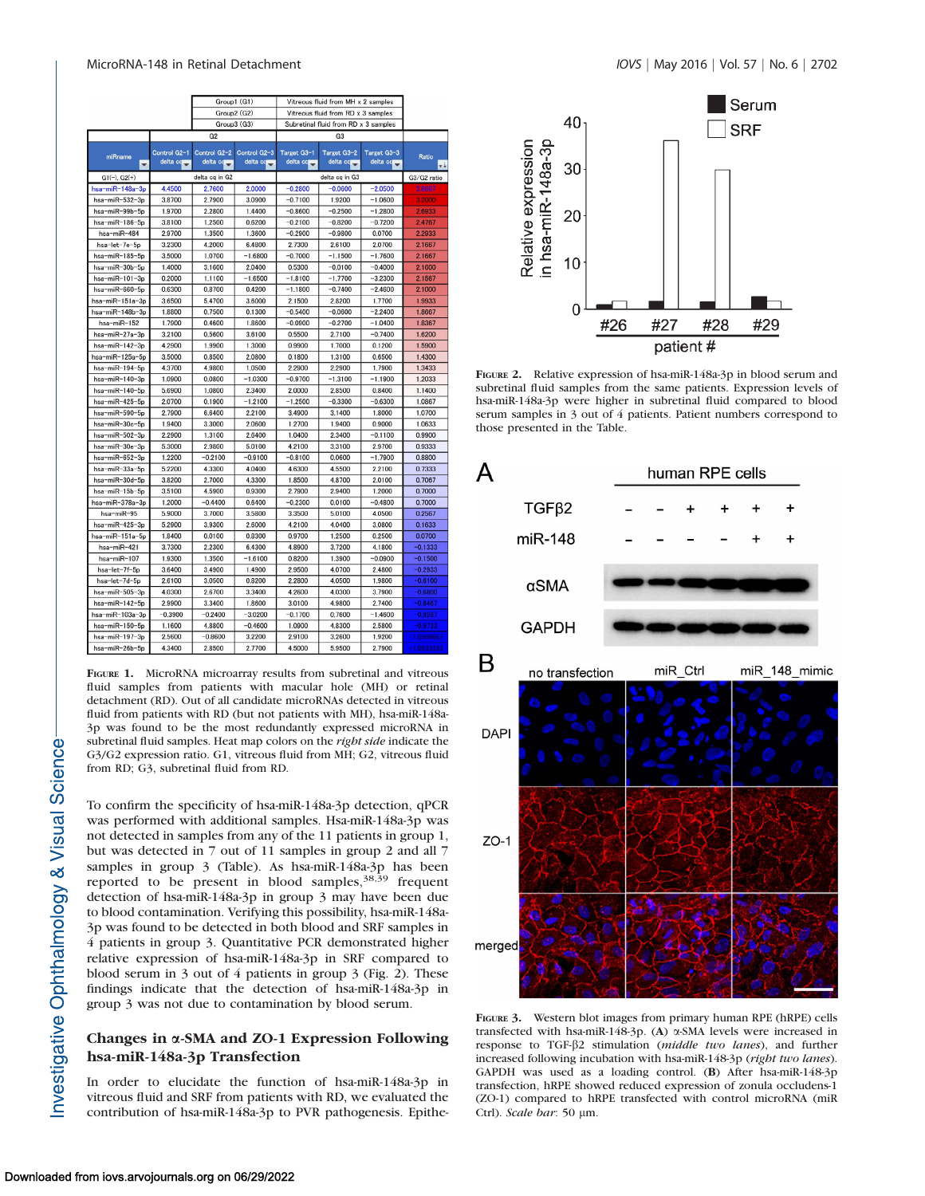| | Group1 (G1) | Vitreous fluid from MH x 2 samples | | | | |
|---|---|---|---|---|---|---|
| | Group2 (G2) | Vitreous fluid from RD x 3 samples | | | | |
| | Group3 (G3) | Subretinal fluid from RD x 3 samples | | | | |

| miRname | Control G2-1 delta cq | Control G2-2 delta cq | Control G2-3 delta cq | Target G3-1 delta cq | Target G3-2 delta cq | Target G3-3 delta cq | Ratio |
|---|---|---|---|---|---|---|---|
| G1(−), G2(+) | delta cq in G2 | | | delta cq in G3 | | | G3/G2 ratio |
| hsa-miR-148a-3p | 4.4500 | 2.7600 | 2.0000 | −0.2800 | −0.0600 | −2.0500 | |
| hsa-miR-532-3p | 3.8700 | 2.7900 | 3.0900 | −0.7100 | 1.9200 | −1.0600 | 3.2000 |
| hsa-miR-99b-5p | 1.9700 | 2.2800 | 1.4400 | −0.8600 | −0.2500 | −1.2800 | 2.6933 |
| hsa-miR-186-5p | 3.8100 | 1.2500 | 0.6200 | −0.2100 | −0.8200 | −0.7200 | 2.4767 |
| hsa-miR-484 | 2.9700 | 1.3500 | 1.3800 | −0.2600 | −0.9800 | 0.0700 | 2.2933 |
| hsa-let-7e-5p | 3.2300 | 4.2000 | 6.4800 | 2.7300 | 2.6100 | 2.0700 | 2.1667 |
| hsa-miR-185-5p | 3.5000 | 1.0700 | −1.6800 | −0.7000 | −1.1500 | −1.7600 | 2.1667 |
| hsa-miR-30b-5p | 1.4000 | 3.1600 | 2.0400 | 0.5300 | −0.0100 | −0.4000 | 2.1600 |
| hsa-miR-101-3p | 0.2000 | 1.1100 | −1.6500 | −1.8100 | −1.7700 | −3.2300 | 2.1567 |
| hsa-miR-660-5p | 0.6300 | 0.8700 | 0.4200 | −1.1800 | −0.7400 | −2.4600 | 2.1000 |
| hsa-miR-151a-3p | 3.6500 | 5.4700 | 3.6000 | 2.1500 | 2.8200 | 1.7700 | 1.9933 |
| hsa-miR-148b-3p | 1.8800 | 0.7500 | 0.1300 | −0.5400 | −0.0600 | −2.2400 | 1.8667 |
| hsa-miR-152 | 1.7900 | 0.4600 | 1.8600 | −0.0600 | −0.2700 | −1.0400 | 1.8367 |
| hsa-miR-27a-3p | 3.2100 | 0.5600 | 3.6100 | 0.5500 | 2.7100 | −0.7400 | 1.6200 |
| hsa-miR-142-3p | 4.2900 | 1.9900 | 1.3000 | 0.9900 | 1.7000 | 0.1200 | 1.5900 |
| hsa-miR-125a-5p | 3.5000 | 0.8500 | 2.0800 | 0.1800 | 1.3100 | 0.6500 | 1.4300 |
| hsa-miR-194-5p | 4.3700 | 4.9800 | 1.0500 | 2.2900 | 2.2900 | 1.7900 | 1.3433 |
| hsa-miR-140-3p | 1.0900 | 0.0800 | −1.0300 | −0.9700 | −1.3100 | −1.1900 | 1.2033 |
| hsa-miR-140-5p | 5.6900 | 1.0800 | 2.3400 | 2.0000 | 2.8500 | 0.8400 | 1.1400 |
| hsa-miR-425-5p | 2.0700 | 0.1900 | −1.2100 | −1.2500 | −0.3300 | −0.6300 | 1.0867 |
| hsa-miR-590-5p | 2.7900 | 6.6400 | 2.2100 | 3.4900 | 3.1400 | 1.8000 | 1.0700 |
| hsa-miR-30e-5p | 1.9400 | 3.3000 | 2.0600 | 1.2700 | 1.9400 | 0.9000 | 1.0633 |
| hsa-miR-502-3p | 2.2900 | 1.3100 | 2.6400 | 1.0400 | 2.3400 | −0.1100 | 0.9900 |
| hsa-miR-30e-3p | 5.3000 | 2.9800 | 5.0100 | 4.2100 | 3.3100 | 2.9700 | 0.9333 |
| hsa-miR-652-3p | 1.2200 | −0.2100 | −0.9100 | −0.8100 | 0.0600 | −1.7900 | 0.8800 |
| hsa-miR-33a-5p | 5.2200 | 4.3300 | 4.0400 | 4.6300 | 4.5500 | 2.2100 | 0.7333 |
| hsa-miR-30d-5p | 3.6200 | 2.7000 | 4.3300 | 1.8500 | 4.8700 | 2.0100 | 0.7067 |
| hsa-miR-15b-5p | 3.5100 | 4.5900 | 0.9300 | 2.7900 | 2.9400 | 1.2000 | 0.7000 |
| hsa-miR-378a-3p | 1.2000 | −0.4400 | 0.6400 | −0.2300 | 0.0100 | −0.4800 | 0.7000 |
| hsa-miR-95 | 5.9000 | 3.7000 | 3.5800 | 3.3500 | 5.0100 | 4.0500 | 0.2567 |
| hsa-miR-425-3p | 5.2900 | 3.9300 | 2.6000 | 4.2100 | 4.0400 | 3.0800 | 0.1633 |
| hsa-miR-151a-5p | 1.6400 | 0.0100 | 0.8300 | 0.9700 | 1.2500 | 0.2500 | 0.0700 |
| hsa-miR-421 | 3.7300 | 2.2300 | 6.4300 | 4.8900 | 3.7200 | 4.1800 | −0.1333 |
| hsa-miR-107 | 1.9300 | 1.3500 | −1.6100 | 0.8200 | 1.3900 | −0.0900 | −0.1500 |
| hsa-let-7f-5p | 3.6400 | 3.4900 | 1.4900 | 2.9500 | 4.0700 | 2.4800 | −0.2933 |
| hsa-let-7d-5p | 2.6100 | 3.0500 | 0.8200 | 2.2800 | 4.0500 | 1.9800 | −0.6100 |
| hsa-miR-505-3p | 4.0300 | 2.6700 | 3.3400 | 4.2600 | 4.0300 | 3.7900 | −0.6800 |
| hsa-miR-142-5p | 2.9900 | 3.3400 | 1.8600 | 3.0100 | 4.9800 | 2.7400 | −0.8467 |
| hsa-miR-103a-3p | −0.3900 | −0.2400 | −3.0200 | −0.1700 | 0.7600 | −1.4600 | −0.9267 |
| hsa-miR-150-5p | 1.1600 | 4.8800 | −0.4600 | 1.0900 | 4.8300 | 2.5800 | −0.9733 |
| hsa-miR-197-3p | 2.5600 | −0.8600 | 3.2200 | 2.9100 | 3.2600 | 1.9200 | |
| hsa-miR-26b-5p | 4.3400 | 2.8500 | 2.7700 | 4.5000 | 5.9500 | 2.7900 | |

Figure 1. MicroRNA microarray results from subretinal and vitreous fluid samples from patients with macular hole (MH) or retinal detachment (RD). Out of all candidate microRNAs detected in vitreous fluid from patients with RD (but not patients with MH), hsa-miR-148a-3p was found to be the most redundantly expressed microRNA in subretinal fluid samples. Heat map colors on the *right side* indicate the G3/G2 expression ratio. G1, vitreous fluid from MH; G2, vitreous fluid from RD; G3, subretinal fluid from RD.

To confirm the specificity of hsa-miR-148a-3p detection, qPCR was performed with additional samples. Hsa-miR-148a-3p was not detected in samples from any of the 11 patients in group 1, but was detected in 7 out of 11 samples in group 2 and all 7 samples in group 3 (Table). As hsa-miR-148a-3p has been reported to be present in blood samples,[38,39] frequent detection of hsa-miR-148a-3p in group 3 may have been due to blood contamination. Verifying this possibility, hsa-miR-148a-3p was found to be detected in both blood and SRF samples in 4 patients in group 3. Quantitative PCR demonstrated higher relative expression of hsa-miR-148a-3p in SRF compared to blood serum in 3 out of 4 patients in group 3 (Fig. 2). These findings indicate that the detection of hsa-miR-148a-3p in group 3 was not due to contamination by blood serum.

## Changes in α-SMA and ZO-1 Expression Following hsa-miR-148a-3p Transfection

In order to elucidate the function of hsa-miR-148a-3p in vitreous fluid and SRF from patients with RD, we evaluated the contribution of hsa-miR-148a-3p to PVR pathogenesis. Epithe-

Figure 2. Relative expression of hsa-miR-148a-3p in blood serum and subretinal fluid samples from the same patients. Expression levels of hsa-miR-148a-3p were higher in subretinal fluid compared to blood serum samples in 3 out of 4 patients. Patient numbers correspond to those presented in the Table.

Figure 3. Western blot images from primary human RPE (hRPE) cells transfected with hsa-miR-148-3p. (A) α-SMA levels were increased in response to TGF-β2 stimulation (*middle two lanes*), and further increased following incubation with hsa-miR-148-3p (*right two lanes*). GAPDH was used as a loading control. (B) After hsa-miR-148-3p transfection, hRPE showed reduced expression of zonula occludens-1 (ZO-1) compared to hRPE transfected with control microRNA (miR Ctrl). *Scale bar*: 50 μm.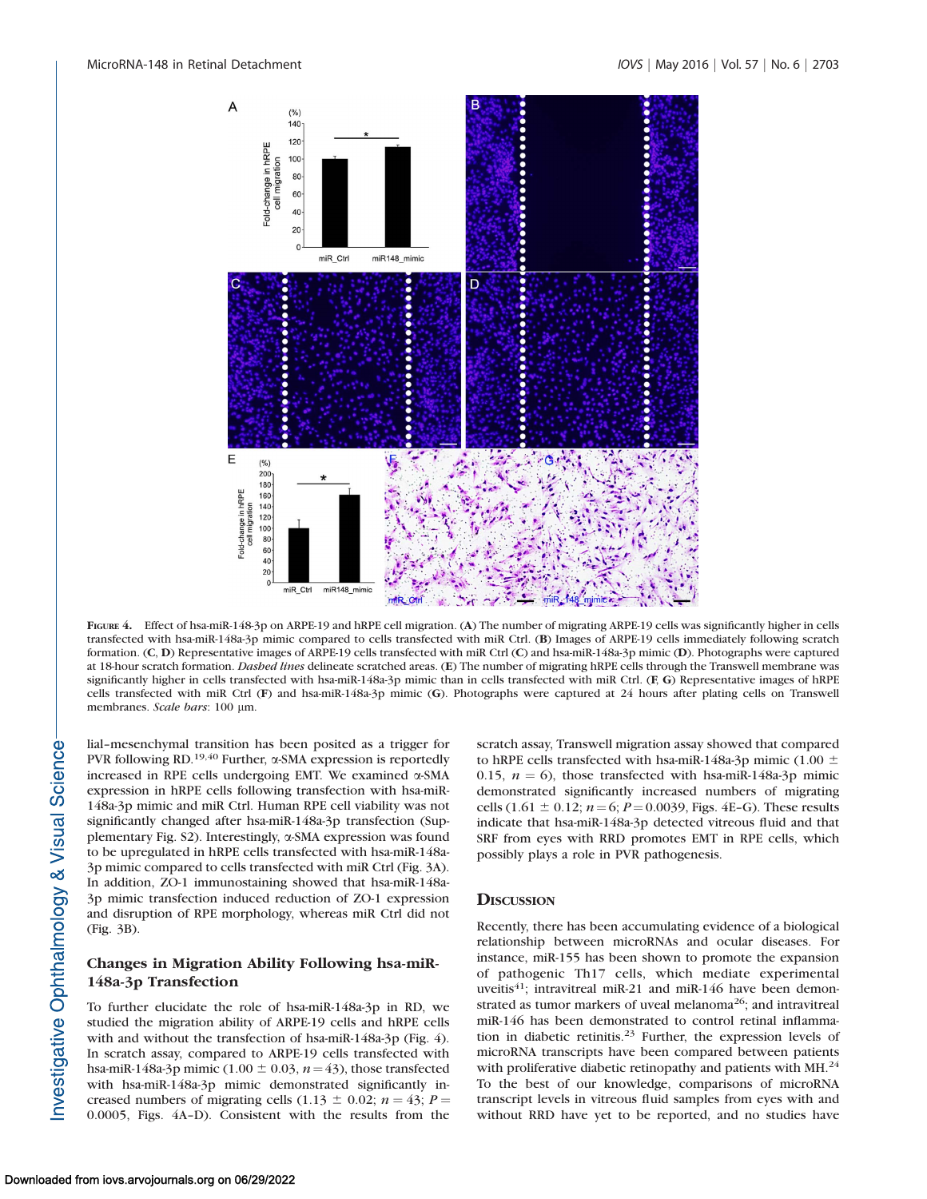FIGURE 4. Effect of hsa-miR-148-3p on ARPE-19 and hRPE cell migration. (**A**) The number of migrating ARPE-19 cells was significantly higher in cells transfected with hsa-miR-148a-3p mimic compared to cells transfected with miR Ctrl. (**B**) Images of ARPE-19 cells immediately following scratch formation. (**C**, **D**) Representative images of ARPE-19 cells transfected with miR Ctrl (**C**) and hsa-miR-148a-3p mimic (**D**). Photographs were captured at 18-hour scratch formation. *Dashed lines* delineate scratched areas. (**E**) The number of migrating hRPE cells through the Transwell membrane was significantly higher in cells transfected with hsa-miR-148a-3p mimic than in cells transfected with miR Ctrl. (**F**, **G**) Representative images of hRPE cells transfected with miR Ctrl (**F**) and hsa-miR-148a-3p mimic (**G**). Photographs were captured at 24 hours after plating cells on Transwell membranes. *Scale bars*: 100 μm.

lial–mesenchymal transition has been posited as a trigger for PVR following RD.[19,40] Further, α-SMA expression is reportedly increased in RPE cells undergoing EMT. We examined α-SMA expression in hRPE cells following transfection with hsa-miR-148a-3p mimic and miR Ctrl. Human RPE cell viability was not significantly changed after hsa-miR-148a-3p transfection (Supplementary Fig. S2). Interestingly, α-SMA expression was found to be upregulated in hRPE cells transfected with hsa-miR-148a-3p mimic compared to cells transfected with miR Ctrl (Fig. 3A). In addition, ZO-1 immunostaining showed that hsa-miR-148a-3p mimic transfection induced reduction of ZO-1 expression and disruption of RPE morphology, whereas miR Ctrl did not (Fig. 3B).

### Changes in Migration Ability Following hsa-miR-148a-3p Transfection

To further elucidate the role of hsa-miR-148a-3p in RD, we studied the migration ability of ARPE-19 cells and hRPE cells with and without the transfection of hsa-miR-148a-3p (Fig. 4). In scratch assay, compared to ARPE-19 cells transfected with hsa-miR-148a-3p mimic ($1.00 \pm 0.03$, $n = 43$), those transfected with hsa-miR-148a-3p mimic demonstrated significantly increased numbers of migrating cells ($1.13 \pm 0.02$; $n = 43$; $P = 0.0005$, Figs. 4A–D). Consistent with the results from the scratch assay, Transwell migration assay showed that compared to hRPE cells transfected with hsa-miR-148a-3p mimic ($1.00 \pm 0.15$, $n = 6$), those transfected with hsa-miR-148a-3p mimic demonstrated significantly increased numbers of migrating cells ($1.61 \pm 0.12$; $n = 6$; $P = 0.0039$, Figs. 4E–G). These results indicate that hsa-miR-148a-3p detected vitreous fluid and that SRF from eyes with RRD promotes EMT in RPE cells, which possibly plays a role in PVR pathogenesis.

## Discussion

Recently, there has been accumulating evidence of a biological relationship between microRNAs and ocular diseases. For instance, miR-155 has been shown to promote the expansion of pathogenic Th17 cells, which mediate experimental uveitis[41]; intravitreal miR-21 and miR-146 have been demonstrated as tumor markers of uveal melanoma[26]; and intravitreal miR-146 has been demonstrated to control retinal inflammation in diabetic retinitis.[23] Further, the expression levels of microRNA transcripts have been compared between patients with proliferative diabetic retinopathy and patients with MH.[24] To the best of our knowledge, comparisons of microRNA transcript levels in vitreous fluid samples from eyes with and without RRD have yet to be reported, and no studies have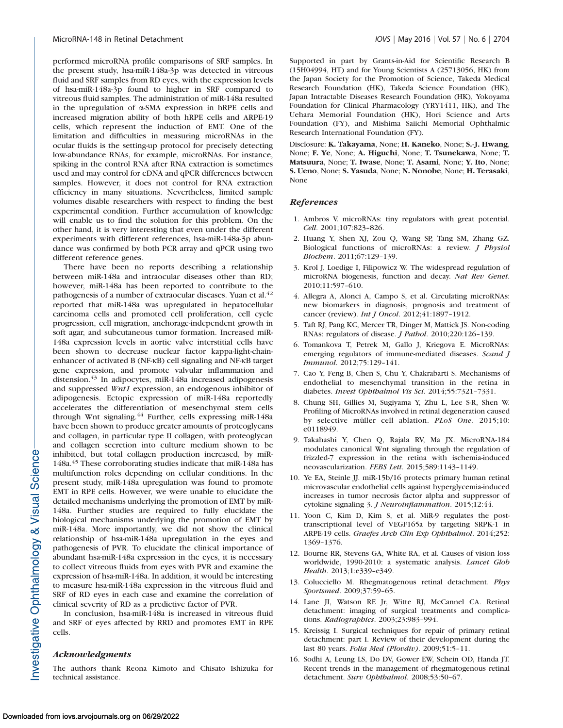performed microRNA profile comparisons of SRF samples. In the present study, hsa-miR-148a-3p was detected in vitreous fluid and SRF samples from RD eyes, with the expression levels of hsa-miR-148a-3p found to higher in SRF compared to vitreous fluid samples. The administration of miR-148a resulted in the upregulation of α-SMA expression in hRPE cells and increased migration ability of both hRPE cells and ARPE-19 cells, which represent the induction of EMT. One of the limitation and difficulties in measuring microRNAs in the ocular fluids is the setting-up protocol for precisely detecting low-abundance RNAs, for example, microRNAs. For instance, spiking in the control RNA after RNA extraction is sometimes used and may control for cDNA and qPCR differences between samples. However, it does not control for RNA extraction efficiency in many situations. Nevertheless, limited sample volumes disable researchers with respect to finding the best experimental condition. Further accumulation of knowledge will enable us to find the solution for this problem. On the other hand, it is very interesting that even under the different experiments with different references, hsa-miR-148a-3p abundance was confirmed by both PCR array and qPCR using two different reference genes.

There have been no reports describing a relationship between miR-148a and intraocular diseases other than RD; however, miR-148a has been reported to contribute to the pathogenesis of a number of extraocular diseases. Yuan et al.[42] reported that miR-148a was upregulated in hepatocellular carcinoma cells and promoted cell proliferation, cell cycle progression, cell migration, anchorage-independent growth in soft agar, and subcutaneous tumor formation. Increased miR-148a expression levels in aortic valve interstitial cells have been shown to decrease nuclear factor kappa-light-chain-enhancer of activated B (NF-κB) cell signaling and NF-κB target gene expression, and promote valvular inflammation and distension.[43] In adipocytes, miR-148a increased adipogenesis and suppressed *Wnt1* expression, an endogenous inhibitor of adipogenesis. Ectopic expression of miR-148a reportedly accelerates the differentiation of mesenchymal stem cells through Wnt signaling.[44] Further, cells expressing miR-148a have been shown to produce greater amounts of proteoglycans and collagen, in particular type II collagen, with proteoglycan and collagen secretion into culture medium shown to be inhibited, but total collagen production increased, by miR-148a.[45] These corroborating studies indicate that miR-148a has multifunction roles depending on cellular conditions. In the present study, miR-148a upregulation was found to promote EMT in RPE cells. However, we were unable to elucidate the detailed mechanisms underlying the promotion of EMT by miR-148a. Further studies are required to fully elucidate the biological mechanisms underlying the promotion of EMT by miR-148a. More importantly, we did not show the clinical relationship of hsa-miR-148a upregulation in the eyes and pathogenesis of PVR. To elucidate the clinical importance of abundant hsa-miR-148a expression in the eyes, it is necessary to collect vitreous fluids from eyes with PVR and examine the expression of hsa-miR-148a. In addition, it would be interesting to measure hsa-miR-148a expression in the vitreous fluid and SRF of RD eyes in each case and examine the correlation of clinical severity of RD as a predictive factor of PVR.

In conclusion, hsa-miR-148a is increased in vitreous fluid and SRF of eyes affected by RRD and promotes EMT in RPE cells.

## Acknowledgments

The authors thank Reona Kimoto and Chisato Ishizuka for technical assistance.

Supported in part by Grants-in-Aid for Scientific Research B (15H04994, HT) and for Young Scientists A (25713056, HK) from the Japan Society for the Promotion of Science, Takeda Medical Research Foundation (HK), Takeda Science Foundation (HK), Japan Intractable Diseases Research Foundation (HK), Yokoyama Foundation for Clinical Pharmacology (YRY1411, HK), and The Uehara Memorial Foundation (HK), Hori Science and Arts Foundation (FY), and Mishima Saiichi Memorial Ophthalmic Research International Foundation (FY).

Disclosure: **K. Takayama**, None; **H. Kaneko**, None; **S.-J. Hwang**, None; **F. Ye**, None; **A. Higuchi**, None; **T. Tsunekawa**, None; **T. Matsuura**, None; **T. Iwase**, None; **T. Asami**, None; **Y. Ito**, None; **S. Ueno**, None; **S. Yasuda**, None; **N. Nonobe**, None; **H. Terasaki**, None

## References

1. Ambros V. microRNAs: tiny regulators with great potential. *Cell*. 2001;107:823–826.
2. Huang Y, Shen XJ, Zou Q, Wang SP, Tang SM, Zhang GZ. Biological functions of microRNAs: a review. *J Physiol Biochem*. 2011;67:129–139.
3. Krol J, Loedige I, Filipowicz W. The widespread regulation of microRNA biogenesis, function and decay. *Nat Rev Genet*. 2010;11:597–610.
4. Allegra A, Alonci A, Campo S, et al. Circulating microRNAs: new biomarkers in diagnosis, prognosis and treatment of cancer (review). *Int J Oncol*. 2012;41:1897–1912.
5. Taft RJ, Pang KC, Mercer TR, Dinger M, Mattick JS. Non-coding RNAs: regulators of disease. *J Pathol*. 2010;220:126–139.
6. Tomankova T, Petrek M, Gallo J, Kriegova E. MicroRNAs: emerging regulators of immune-mediated diseases. *Scand J Immunol*. 2012;75:129–141.
7. Cao Y, Feng B, Chen S, Chu Y, Chakrabarti S. Mechanisms of endothelial to mesenchymal transition in the retina in diabetes. *Invest Ophthalmol Vis Sci*. 2014;55:7321–7331.
8. Chung SH, Gillies M, Sugiyama Y, Zhu L, Lee S-R, Shen W. Profiling of MicroRNAs involved in retinal degeneration caused by selective müller cell ablation. *PLoS One*. 2015;10: e0118949.
9. Takahashi Y, Chen Q, Rajala RV, Ma JX. MicroRNA-184 modulates canonical Wnt signaling through the regulation of frizzled-7 expression in the retina with ischemia-induced neovascularization. *FEBS Lett*. 2015;589:1143–1149.
10. Ye EA, Steinle JJ. miR-15b/16 protects primary human retinal microvascular endothelial cells against hyperglycemia-induced increases in tumor necrosis factor alpha and suppressor of cytokine signaling 3. *J Neuroinflammation*. 2015;12:44.
11. Yoon C, Kim D, Kim S, et al. MiR-9 regulates the post-transcriptional level of VEGF165a by targeting SRPK-1 in ARPE-19 cells. *Graefes Arch Clin Exp Ophthalmol*. 2014;252: 1369–1376.
12. Bourne RR, Stevens GA, White RA, et al. Causes of vision loss worldwide, 1990-2010: a systematic analysis. *Lancet Glob Health*. 2013;1:e339–e349.
13. Colucciello M. Rhegmatogenous retinal detachment. *Phys Sportsmed*. 2009;37:59–65.
14. Lane JI, Watson RE Jr, Witte RJ, McCannel CA. Retinal detachment: imaging of surgical treatments and complications. *Radiographics*. 2003;23:983–994.
15. Kreissig I. Surgical techniques for repair of primary retinal detachment: part I. Review of their development during the last 80 years. *Folia Med (Plovdiv)*. 2009;51:5–11.
16. Sodhi A, Leung LS, Do DV, Gower EW, Schein OD, Handa JT. Recent trends in the management of rhegmatogenous retinal detachment. *Surv Ophthalmol*. 2008;53:50–67.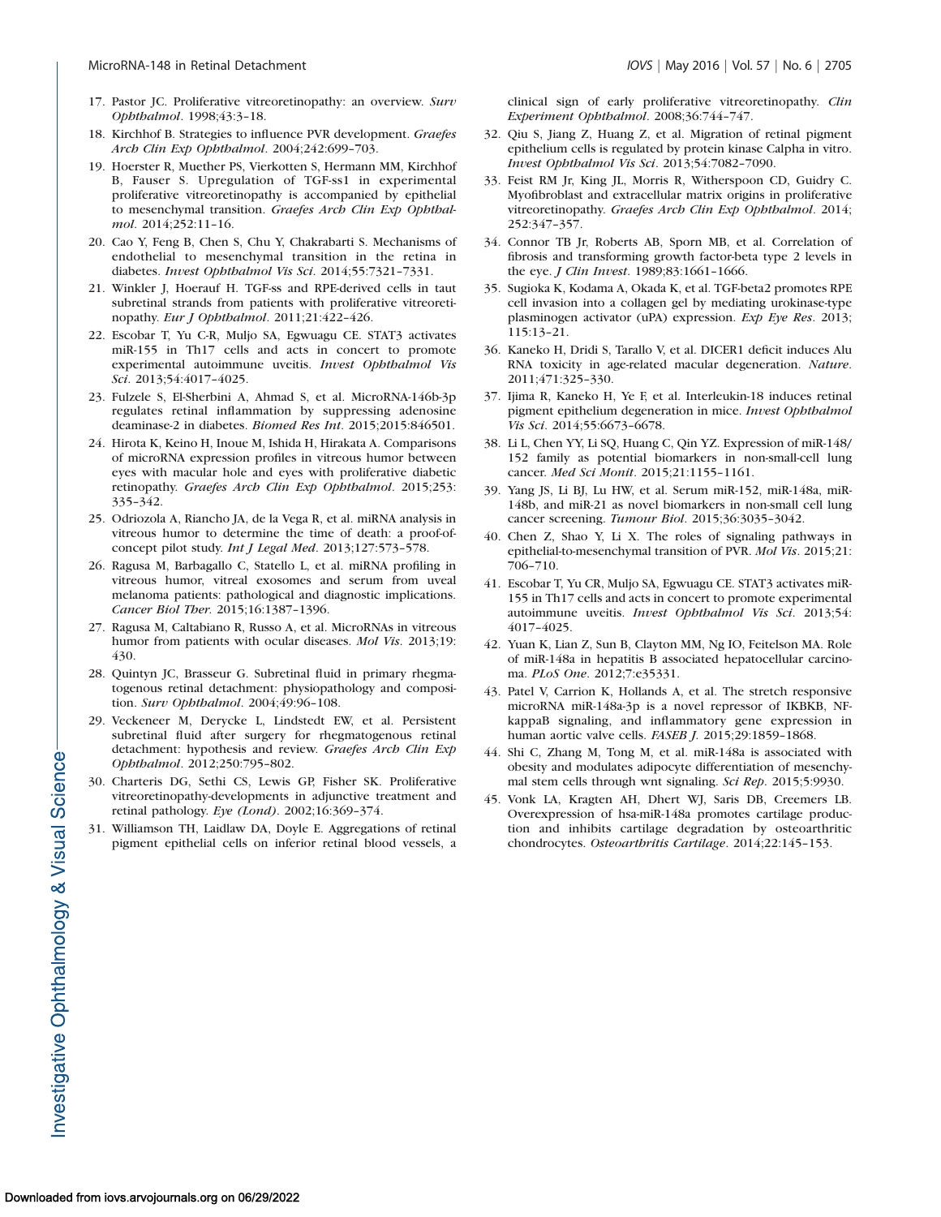17. Pastor JC. Proliferative vitreoretinopathy: an overview. *Surv Ophthalmol*. 1998;43:3–18.
18. Kirchhof B. Strategies to influence PVR development. *Graefes Arch Clin Exp Ophthalmol*. 2004;242:699–703.
19. Hoerster R, Muether PS, Vierkotten S, Hermann MM, Kirchhof B, Fauser S. Upregulation of TGF-ss1 in experimental proliferative vitreoretinopathy is accompanied by epithelial to mesenchymal transition. *Graefes Arch Clin Exp Ophthalmol*. 2014;252:11–16.
20. Cao Y, Feng B, Chen S, Chu Y, Chakrabarti S. Mechanisms of endothelial to mesenchymal transition in the retina in diabetes. *Invest Ophthalmol Vis Sci*. 2014;55:7321–7331.
21. Winkler J, Hoerauf H. TGF-ss and RPE-derived cells in taut subretinal strands from patients with proliferative vitreoretinopathy. *Eur J Ophthalmol*. 2011;21:422–426.
22. Escobar T, Yu C-R, Muljo SA, Egwuagu CE. STAT3 activates miR-155 in Th17 cells and acts in concert to promote experimental autoimmune uveitis. *Invest Ophthalmol Vis Sci*. 2013;54:4017–4025.
23. Fulzele S, El-Sherbini A, Ahmad S, et al. MicroRNA-146b-3p regulates retinal inflammation by suppressing adenosine deaminase-2 in diabetes. *Biomed Res Int*. 2015;2015:846501.
24. Hirota K, Keino H, Inoue M, Ishida H, Hirakata A. Comparisons of microRNA expression profiles in vitreous humor between eyes with macular hole and eyes with proliferative diabetic retinopathy. *Graefes Arch Clin Exp Ophthalmol*. 2015;253:335–342.
25. Odriozola A, Riancho JA, de la Vega R, et al. miRNA analysis in vitreous humor to determine the time of death: a proof-of-concept pilot study. *Int J Legal Med*. 2013;127:573–578.
26. Ragusa M, Barbagallo C, Statello L, et al. miRNA profiling in vitreous humor, vitreal exosomes and serum from uveal melanoma patients: pathological and diagnostic implications. *Cancer Biol Ther*. 2015;16:1387–1396.
27. Ragusa M, Caltabiano R, Russo A, et al. MicroRNAs in vitreous humor from patients with ocular diseases. *Mol Vis*. 2013;19:430.
28. Quintyn JC, Brasseur G. Subretinal fluid in primary rhegmatogenous retinal detachment: physiopathology and composition. *Surv Ophthalmol*. 2004;49:96–108.
29. Veckeneer M, Derycke L, Lindstedt EW, et al. Persistent subretinal fluid after surgery for rhegmatogenous retinal detachment: hypothesis and review. *Graefes Arch Clin Exp Ophthalmol*. 2012;250:795–802.
30. Charteris DG, Sethi CS, Lewis GP, Fisher SK. Proliferative vitreoretinopathy-developments in adjunctive treatment and retinal pathology. *Eye (Lond)*. 2002;16:369–374.
31. Williamson TH, Laidlaw DA, Doyle E. Aggregations of retinal pigment epithelial cells on inferior retinal blood vessels, a clinical sign of early proliferative vitreoretinopathy. *Clin Experiment Ophthalmol*. 2008;36:744–747.
32. Qiu S, Jiang Z, Huang Z, et al. Migration of retinal pigment epithelium cells is regulated by protein kinase Calpha in vitro. *Invest Ophthalmol Vis Sci*. 2013;54:7082–7090.
33. Feist RM Jr, King JL, Morris R, Witherspoon CD, Guidry C. Myofibroblast and extracellular matrix origins in proliferative vitreoretinopathy. *Graefes Arch Clin Exp Ophthalmol*. 2014;252:347–357.
34. Connor TB Jr, Roberts AB, Sporn MB, et al. Correlation of fibrosis and transforming growth factor-beta type 2 levels in the eye. *J Clin Invest*. 1989;83:1661–1666.
35. Sugioka K, Kodama A, Okada K, et al. TGF-beta2 promotes RPE cell invasion into a collagen gel by mediating urokinase-type plasminogen activator (uPA) expression. *Exp Eye Res*. 2013;115:13–21.
36. Kaneko H, Dridi S, Tarallo V, et al. DICER1 deficit induces Alu RNA toxicity in age-related macular degeneration. *Nature*. 2011;471:325–330.
37. Ijima R, Kaneko H, Ye F, et al. Interleukin-18 induces retinal pigment epithelium degeneration in mice. *Invest Ophthalmol Vis Sci*. 2014;55:6673–6678.
38. Li L, Chen YY, Li SQ, Huang C, Qin YZ. Expression of miR-148/152 family as potential biomarkers in non-small-cell lung cancer. *Med Sci Monit*. 2015;21:1155–1161.
39. Yang JS, Li BJ, Lu HW, et al. Serum miR-152, miR-148a, miR-148b, and miR-21 as novel biomarkers in non-small cell lung cancer screening. *Tumour Biol*. 2015;36:3035–3042.
40. Chen Z, Shao Y, Li X. The roles of signaling pathways in epithelial-to-mesenchymal transition of PVR. *Mol Vis*. 2015;21:706–710.
41. Escobar T, Yu CR, Muljo SA, Egwuagu CE. STAT3 activates miR-155 in Th17 cells and acts in concert to promote experimental autoimmune uveitis. *Invest Ophthalmol Vis Sci*. 2013;54:4017–4025.
42. Yuan K, Lian Z, Sun B, Clayton MM, Ng IO, Feitelson MA. Role of miR-148a in hepatitis B associated hepatocellular carcinoma. *PLoS One*. 2012;7:e35331.
43. Patel V, Carrion K, Hollands A, et al. The stretch responsive microRNA miR-148a-3p is a novel repressor of IKBKB, NF-kappaB signaling, and inflammatory gene expression in human aortic valve cells. *FASEB J*. 2015;29:1859–1868.
44. Shi C, Zhang M, Tong M, et al. miR-148a is associated with obesity and modulates adipocyte differentiation of mesenchymal stem cells through wnt signaling. *Sci Rep*. 2015;5:9930.
45. Vonk LA, Kragten AH, Dhert WJ, Saris DB, Creemers LB. Overexpression of hsa-miR-148a promotes cartilage production and inhibits cartilage degradation by osteoarthritic chondrocytes. *Osteoarthritis Cartilage*. 2014;22:145–153.